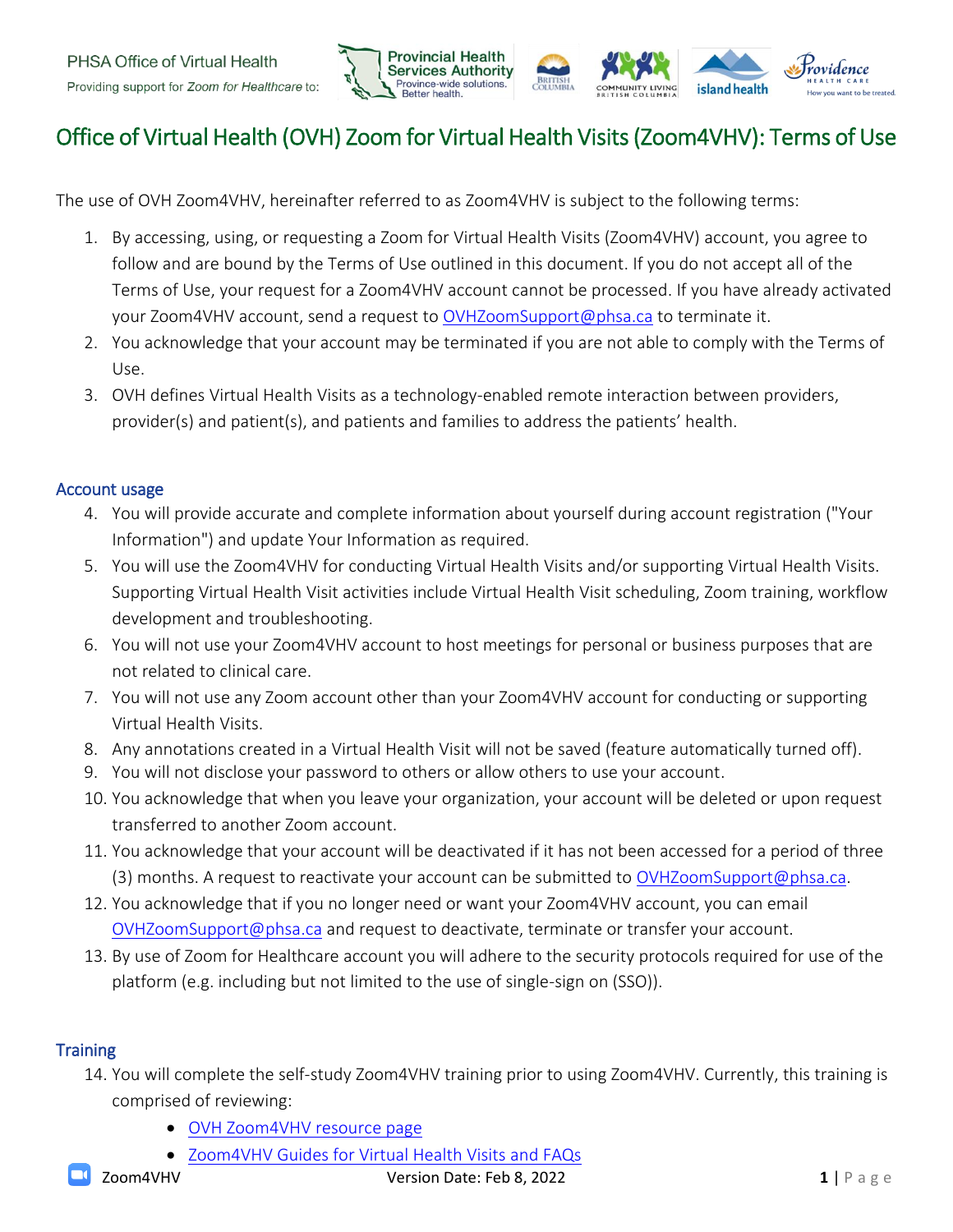PHSA Office of Virtual Health

Providing support for *Zoom for Healthcare* to:

# Office of Virtual Health (OVH) Zoom for Virtual Health Visits (Zoom4VHV): Terms of Use

The use of OVH Zoom4VHV, hereinafter referred to as Zoom4VHV is subject to the following terms:

1. By accessing, using, or requesting a Zoom for Virtual Health Visits (Zoom4VHV) account, you agree to follow and are bound by the Terms of Use outlined in this document. If you do not accept all of the Terms of Use, your request for a Zoom4VHV account cannot be processed. If you have already activated your Zoom4VHV account, send a request to OVHZoomSupport@phsa.ca to terminate it.
2. You acknowledge that your account may be terminated if you are not able to comply with the Terms of Use.
3. OVH defines Virtual Health Visits as a technology-enabled remote interaction between providers, provider(s) and patient(s), and patients and families to address the patients' health.

## Account usage

4. You will provide accurate and complete information about yourself during account registration ("Your Information") and update Your Information as required.
5. You will use the Zoom4VHV for conducting Virtual Health Visits and/or supporting Virtual Health Visits. Supporting Virtual Health Visit activities include Virtual Health Visit scheduling, Zoom training, workflow development and troubleshooting.
6. You will not use your Zoom4VHV account to host meetings for personal or business purposes that are not related to clinical care.
7. You will not use any Zoom account other than your Zoom4VHV account for conducting or supporting Virtual Health Visits.
8. Any annotations created in a Virtual Health Visit will not be saved (feature automatically turned off).
9. You will not disclose your password to others or allow others to use your account.
10. You acknowledge that when you leave your organization, your account will be deleted or upon request transferred to another Zoom account.
11. You acknowledge that your account will be deactivated if it has not been accessed for a period of three (3) months. A request to reactivate your account can be submitted to OVHZoomSupport@phsa.ca.
12. You acknowledge that if you no longer need or want your Zoom4VHV account, you can email OVHZoomSupport@phsa.ca and request to deactivate, terminate or transfer your account.
13. By use of Zoom for Healthcare account you will adhere to the security protocols required for use of the platform (e.g. including but not limited to the use of single-sign on (SSO)).

## Training

14. You will complete the self-study Zoom4VHV training prior to using Zoom4VHV. Currently, this training is comprised of reviewing:
    - OVH Zoom4VHV resource page
    - Zoom4VHV Guides for Virtual Health Visits and FAQs

Zoom4VHV Version Date: Feb 8, 2022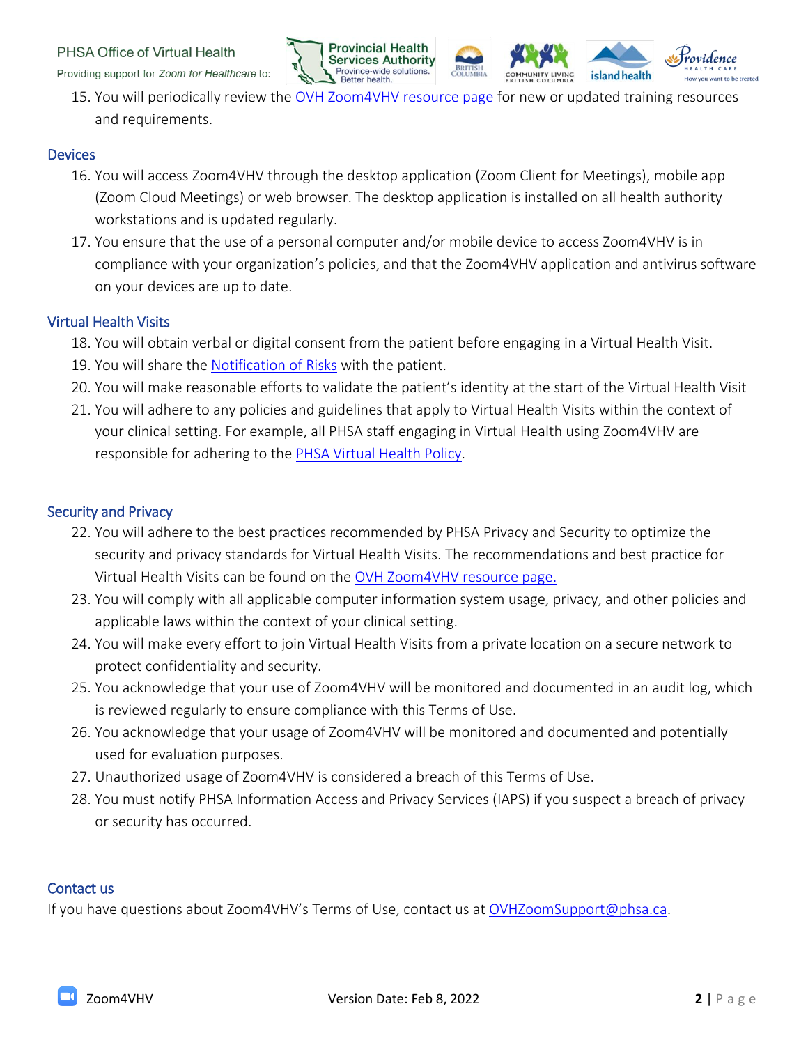15. You will periodically review the [OVH Zoom4VHV resource page]() for new or updated training resources and requirements.

## Devices

16. You will access Zoom4VHV through the desktop application (Zoom Client for Meetings), mobile app (Zoom Cloud Meetings) or web browser. The desktop application is installed on all health authority workstations and is updated regularly.
17. You ensure that the use of a personal computer and/or mobile device to access Zoom4VHV is in compliance with your organization's policies, and that the Zoom4VHV application and antivirus software on your devices are up to date.

## Virtual Health Visits

18. You will obtain verbal or digital consent from the patient before engaging in a Virtual Health Visit.
19. You will share the [Notification of Risks]() with the patient.
20. You will make reasonable efforts to validate the patient's identity at the start of the Virtual Health Visit
21. You will adhere to any policies and guidelines that apply to Virtual Health Visits within the context of your clinical setting. For example, all PHSA staff engaging in Virtual Health using Zoom4VHV are responsible for adhering to the [PHSA Virtual Health Policy]().

## Security and Privacy

22. You will adhere to the best practices recommended by PHSA Privacy and Security to optimize the security and privacy standards for Virtual Health Visits. The recommendations and best practice for Virtual Health Visits can be found on the [OVH Zoom4VHV resource page.]()
23. You will comply with all applicable computer information system usage, privacy, and other policies and applicable laws within the context of your clinical setting.
24. You will make every effort to join Virtual Health Visits from a private location on a secure network to protect confidentiality and security.
25. You acknowledge that your use of Zoom4VHV will be monitored and documented in an audit log, which is reviewed regularly to ensure compliance with this Terms of Use.
26. You acknowledge that your usage of Zoom4VHV will be monitored and documented and potentially used for evaluation purposes.
27. Unauthorized usage of Zoom4VHV is considered a breach of this Terms of Use.
28. You must notify PHSA Information Access and Privacy Services (IAPS) if you suspect a breach of privacy or security has occurred.

## Contact us

If you have questions about Zoom4VHV's Terms of Use, contact us at [OVHZoomSupport@phsa.ca](mailto:OVHZoomSupport@phsa.ca).